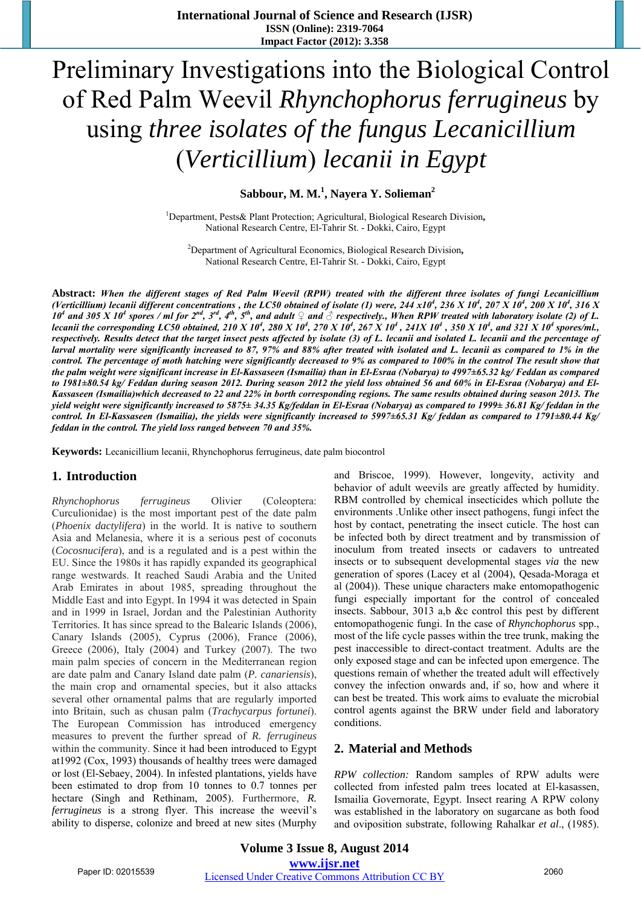# Preliminary Investigations into the Biological Control of Red Palm Weevil *Rhynchophorus ferrugineus* by using *three isolates of the fungus Lecanicillium* (*Verticillium*) *lecanii in Egypt*

**Sabbour, M. M.[1], Nayera Y. Solieman[2]**

[1]Department, Pests& Plant Protection; Agricultural, Biological Research Division, National Research Centre, El-Tahrir St. - Dokki, Cairo, Egypt

[2]Department of Agricultural Economics, Biological Research Division, National Research Centre, El-Tahrir St. - Dokki, Cairo, Egypt

**Abstract:** ***When the different stages of Red Palm Weevil (RPW) treated with the different three isolates of fungi Lecanicillium (Verticillium) lecanii different concentrations , the LC50 obtained of isolate (1) were, 244 x$10^4$, 236 X $10^4$, 207 X $10^4$, 200 X $10^4$, 316 X $10^4$ and 305 X $10^4$ spores / ml for $2^{nd}$, $3^{rd}$, $4^{th}$, $5^{th}$, and adult ♀ and ♂ respectively., When RPW treated with laboratory isolate (2) of L. lecanii the corresponding LC50 obtained, 210 X $10^4$, 280 X $10^4$, 270 X $10^4$, 267 X $10^4$ , 241X $10^4$ , 350 X $10^4$, and 321 X $10^4$ spores/ml., respectively. Results detect that the target insect pests affected by isolate (3) of L. lecanii and isolated L. lecanii and the percentage of larval mortality were significantly increased to 87, 97% and 88% after treated with isolated and L. lecanii as compared to 1% in the control. The percentage of moth hatching were significantly decreased to 9% as compared to 100% in the control The result show that the palm weight were significant increase in El-Kassaseen (Ismailia) than in El-Esraa (Nobarya) to 4997±65.32 kg/ Feddan as compared to 1981±80.54 kg/ Feddan during season 2012. During season 2012 the yield loss obtained 56 and 60% in El-Esraa (Nobarya) and El-Kassaseen (Ismailia)which decreased to 22 and 22% in borth corresponding regions. The same results obtained during season 2013. The yield weight were significantly increased to 5875± 34.35 Kg/feddan in El-Esraa (Nobarya) as compared to 1999± 36.81 Kg/ feddan in the control. In El-Kassaseen (Ismailia), the yields were significantly increased to 5997±65.31 Kg/ feddan as compared to 1791±80.44 Kg/ feddan in the control. The yield loss ranged between 70 and 35%.***

**Keywords:** Lecanicillium lecanii, Rhynchophorus ferrugineus, date palm biocontrol

## 1. Introduction

*Rhynchophorus ferrugineus* Olivier (Coleoptera: Curculionidae) is the most important pest of the date palm (*Phoenix dactylifera*) in the world. It is native to southern Asia and Melanesia, where it is a serious pest of coconuts (*Cocosnucifera*), and is a regulated and is a pest within the EU. Since the 1980s it has rapidly expanded its geographical range westwards. It reached Saudi Arabia and the United Arab Emirates in about 1985, spreading throughout the Middle East and into Egypt. In 1994 it was detected in Spain and in 1999 in Israel, Jordan and the Palestinian Authority Territories. It has since spread to the Balearic Islands (2006), Canary Islands (2005), Cyprus (2006), France (2006), Greece (2006), Italy (2004) and Turkey (2007). The two main palm species of concern in the Mediterranean region are date palm and Canary Island date palm (*P. canariensis*), the main crop and ornamental species, but it also attacks several other ornamental palms that are regularly imported into Britain, such as chusan palm (*Trachycarpus fortunei*). The European Commission has introduced emergency measures to prevent the further spread of *R. ferrugineus* within the community. Since it had been introduced to Egypt at1992 (Cox, 1993) thousands of healthy trees were damaged or lost (El-Sebaey, 2004). In infested plantations, yields have been estimated to drop from 10 tonnes to 0.7 tonnes per hectare (Singh and Rethinam, 2005). Furthermore, *R. ferrugineus* is a strong flyer. This increase the weevil's ability to disperse, colonize and breed at new sites (Murphy and Briscoe, 1999). However, longevity, activity and behavior of adult weevils are greatly affected by humidity. RBM controlled by chemical insecticides which pollute the environments .Unlike other insect pathogens, fungi infect the host by contact, penetrating the insect cuticle. The host can be infected both by direct treatment and by transmission of inoculum from treated insects or cadavers to untreated insects or to subsequent developmental stages *via* the new generation of spores (Lacey et al (2004), Qesada-Moraga et al (2004). These unique characters make entomopathogenic fungi especially important for the control of concealed insects. Sabbour, 3013 a,b &c control this pest by different entomopathogenic fungi. In the case of *Rhynchophorus* spp., most of the life cycle passes within the tree trunk, making the pest inaccessible to direct-contact treatment. Adults are the only exposed stage and can be infected upon emergence. The questions remain of whether the treated adult will effectively convey the infection onwards and, if so, how and where it can best be treated. This work aims to evaluate the microbial control agents against the BRW under field and laboratory conditions.

## 2. Material and Methods

*RPW collection:* Random samples of RPW adults were collected from infested palm trees located at El-kasassen, Ismailia Governorate, Egypt. Insect rearing A RPW colony was established in the laboratory on sugarcane as both food and oviposition substrate, following Rahalkar *et al*., (1985).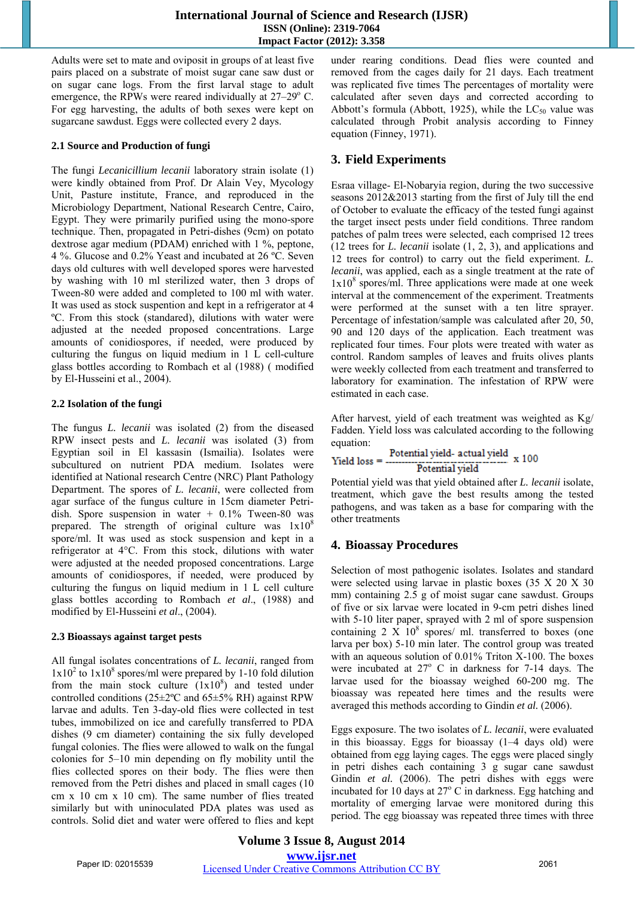Adults were set to mate and oviposit in groups of at least five pairs placed on a substrate of moist sugar cane saw dust or on sugar cane logs. From the first larval stage to adult emergence, the RPWs were reared individually at 27–29° C. For egg harvesting, the adults of both sexes were kept on sugarcane sawdust. Eggs were collected every 2 days.

### 2.1 Source and Production of fungi

The fungi *Lecanicillium lecanii* laboratory strain isolate (1) were kindly obtained from Prof. Dr Alain Vey, Mycology Unit, Pasture institute, France, and reproduced in the Microbiology Department, National Research Centre, Cairo, Egypt. They were primarily purified using the mono-spore technique. Then, propagated in Petri-dishes (9cm) on potato dextrose agar medium (PDAM) enriched with 1 %, peptone, 4 %. Glucose and 0.2% Yeast and incubated at 26 ºC. Seven days old cultures with well developed spores were harvested by washing with 10 ml sterilized water, then 3 drops of Tween-80 were added and completed to 100 ml with water. It was used as stock suspension and kept in a refrigerator at 4 ºC. From this stock (standared), dilutions with water were adjusted at the needed proposed concentrations. Large amounts of conidiospores, if needed, were produced by culturing the fungus on liquid medium in 1 L cell-culture glass bottles according to Rombach et al (1988) ( modified by El-Husseini et al., 2004).

### 2.2 Isolation of the fungi

The fungus *L. lecanii* was isolated (2) from the diseased RPW insect pests and *L. lecanii* was isolated (3) from Egyptian soil in El kassasin (Ismailia). Isolates were subcultured on nutrient PDA medium. Isolates were identified at National research Centre (NRC) Plant Pathology Department. The spores of *L. lecanii*, were collected from agar surface of the fungus culture in 15cm diameter Petri-dish. Spore suspension in water + 0.1% Tween-80 was prepared. The strength of original culture was $1x10^8$ spore/ml. It was used as stock suspension and kept in a refrigerator at 4°C. From this stock, dilutions with water were adjusted at the needed proposed concentrations. Large amounts of conidiospores, if needed, were produced by culturing the fungus on liquid medium in 1 L cell culture glass bottles according to Rombach *et al*., (1988) and modified by El-Husseini *et al*., (2004).

### 2.3 Bioassays against target pests

All fungal isolates concentrations of *L. lecanii*, ranged from $1x10^2$ to $1x10^8$ spores/ml were prepared by 1-10 fold dilution from the main stock culture ($1x10^8$) and tested under controlled conditions (25±2ºC and 65±5% RH) against RPW larvae and adults. Ten 3-day-old flies were collected in test tubes, immobilized on ice and carefully transferred to PDA dishes (9 cm diameter) containing the six fully developed fungal colonies. The flies were allowed to walk on the fungal colonies for 5–10 min depending on fly mobility until the flies collected spores on their body. The flies were then removed from the Petri dishes and placed in small cages (10 cm x 10 cm x 10 cm). The same number of flies treated similarly but with uninoculated PDA plates was used as controls. Solid diet and water were offered to flies and kept under rearing conditions. Dead flies were counted and removed from the cages daily for 21 days. Each treatment was replicated five times The percentages of mortality were calculated after seven days and corrected according to Abbott's formula (Abbott, 1925), while the $LC_{50}$ value was calculated through Probit analysis according to Finney equation (Finney, 1971).

## 3. Field Experiments

Esraa village- El-Nobaryia region, during the two successive seasons 2012&2013 starting from the first of July till the end of October to evaluate the efficacy of the tested fungi against the target insect pests under field conditions. Three random patches of palm trees were selected, each comprised 12 trees (12 trees for *L. lecanii* isolate (1, 2, 3), and applications and 12 trees for control) to carry out the field experiment. *L. lecanii*, was applied, each as a single treatment at the rate of $1x10^8$ spores/ml. Three applications were made at one week interval at the commencement of the experiment. Treatments were performed at the sunset with a ten litre sprayer. Percentage of infestation/sample was calculated after 20, 50, 90 and 120 days of the application. Each treatment was replicated four times. Four plots were treated with water as control. Random samples of leaves and fruits olives plants were weekly collected from each treatment and transferred to laboratory for examination. The infestation of RPW were estimated in each case.

After harvest, yield of each treatment was weighted as Kg/ Fadden. Yield loss was calculated according to the following equation:

$$\text{Yield loss} = \frac{\text{Potential yield- actual yield}}{\text{Potential yield}} \times 100$$

Potential yield was that yield obtained after *L. lecanii* isolate, treatment, which gave the best results among the tested pathogens, and was taken as a base for comparing with the other treatments

## 4. Bioassay Procedures

Selection of most pathogenic isolates. Isolates and standard were selected using larvae in plastic boxes (35 X 20 X 30 mm) containing 2.5 g of moist sugar cane sawdust. Groups of five or six larvae were located in 9-cm petri dishes lined with 5-10 liter paper, sprayed with 2 ml of spore suspension containing 2 X $10^8$ spores/ ml. transferred to boxes (one larva per box) 5-10 min later. The control group was treated with an aqueous solution of 0.01% Triton X-100. The boxes were incubated at 27° C in darkness for 7-14 days. The larvae used for the bioassay weighed 60-200 mg. The bioassay was repeated here times and the results were averaged this methods according to Gindin *et al.* (2006).

Eggs exposure. The two isolates of *L. lecanii*, were evaluated in this bioassay. Eggs for bioassay (1–4 days old) were obtained from egg laying cages. The eggs were placed singly in petri dishes each containing 3 g sugar cane sawdust Gindin *et al.* (2006). The petri dishes with eggs were incubated for 10 days at 27° C in darkness. Egg hatching and mortality of emerging larvae were monitored during this period. The egg bioassay was repeated three times with three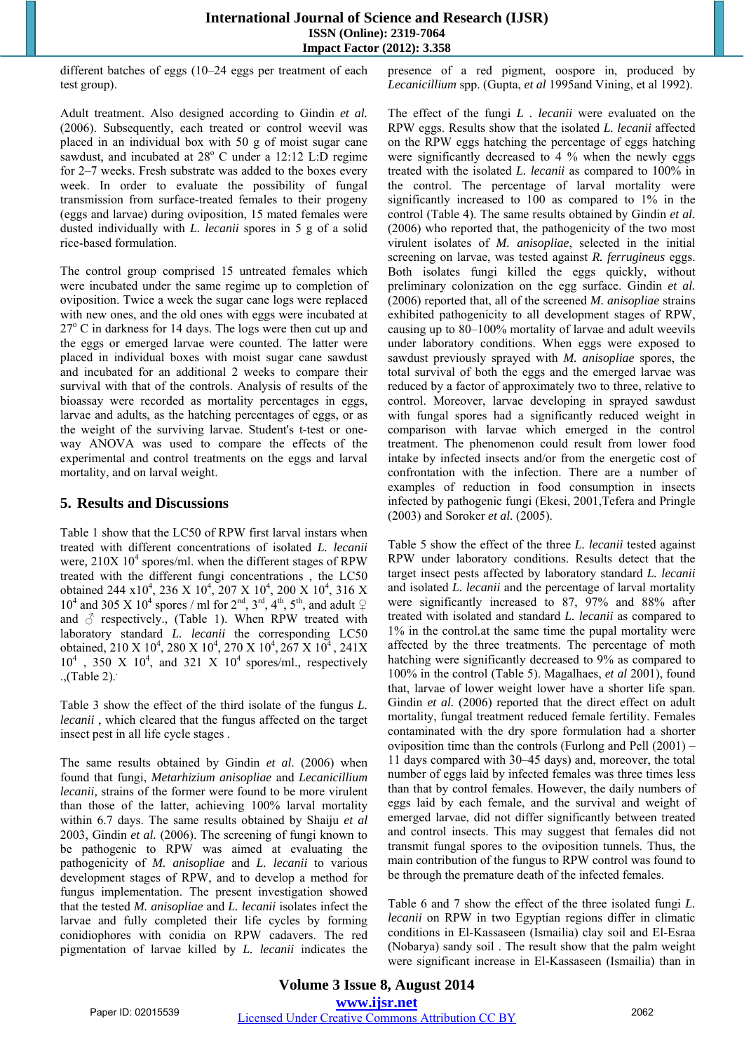different batches of eggs (10–24 eggs per treatment of each test group).

Adult treatment. Also designed according to Gindin *et al.* (2006). Subsequently, each treated or control weevil was placed in an individual box with 50 g of moist sugar cane sawdust, and incubated at 28$^o$ C under a 12:12 L:D regime for 2–7 weeks. Fresh substrate was added to the boxes every week. In order to evaluate the possibility of fungal transmission from surface-treated females to their progeny (eggs and larvae) during oviposition, 15 mated females were dusted individually with *L. lecanii* spores in 5 g of a solid rice-based formulation.

The control group comprised 15 untreated females which were incubated under the same regime up to completion of oviposition. Twice a week the sugar cane logs were replaced with new ones, and the old ones with eggs were incubated at 27$^o$ C in darkness for 14 days. The logs were then cut up and the eggs or emerged larvae were counted. The latter were placed in individual boxes with moist sugar cane sawdust and incubated for an additional 2 weeks to compare their survival with that of the controls. Analysis of results of the bioassay were recorded as mortality percentages in eggs, larvae and adults, as the hatching percentages of eggs, or as the weight of the surviving larvae. Student's t-test or one-way ANOVA was used to compare the effects of the experimental and control treatments on the eggs and larval mortality, and on larval weight.

## 5. Results and Discussions

Table 1 show that the LC50 of RPW first larval instars when treated with different concentrations of isolated *L. lecanii* were*,* 210X 10$^4$ spores/ml. when the different stages of RPW treated with the different fungi concentrations , the LC50 obtained 244 x10$^4$, 236 X 10$^4$, 207 X 10$^4$, 200 X 10$^4$, 316 X 10$^4$ and 305 X 10$^4$ spores / ml for 2$^{nd}$, 3$^{rd}$, 4$^{th}$, 5$^{th}$, and adult ♀ and ♂ respectively., (Table 1). When RPW treated with laboratory standard *L. lecanii* the corresponding LC50 obtained, 210 X 10$^4$, 280 X 10$^4$, 270 X 10$^4$, 267 X 10$^4$ , 241X 10$^4$ , 350 X 10$^4$, and 321 X 10$^4$ spores/ml., respectively .,(Table 2).

Table 3 show the effect of the third isolate of the fungus *L. lecanii* , which cleared that the fungus affected on the target insect pest in all life cycle stages .

The same results obtained by Gindin *et al.* (2006) when found that fungi, *Metarhizium anisopliae* and *Lecanicillium lecanii*, strains of the former were found to be more virulent than those of the latter, achieving 100% larval mortality within 6.7 days. The same results obtained by Shaiju *et al* 2003, Gindin *et al.* (2006). The screening of fungi known to be pathogenic to RPW was aimed at evaluating the pathogenicity of *M. anisopliae* and *L. lecanii* to various development stages of RPW, and to develop a method for fungus implementation. The present investigation showed that the tested *M. anisopliae* and *L. lecanii* isolates infect the larvae and fully completed their life cycles by forming conidiophores with conidia on RPW cadavers. The red pigmentation of larvae killed by *L. lecanii* indicates the presence of a red pigment, oospore in, produced by *Lecanicillium* spp. (Gupta, *et al* 1995and Vining, et al 1992).

The effect of the fungi *L . lecanii* were evaluated on the RPW eggs. Results show that the isolated *L. lecanii* affected on the RPW eggs hatching the percentage of eggs hatching were significantly decreased to 4 % when the newly eggs treated with the isolated *L. lecanii* as compared to 100% in the control. The percentage of larval mortality were significantly increased to 100 as compared to 1% in the control (Table 4). The same results obtained by Gindin *et al.* (2006) who reported that, the pathogenicity of the two most virulent isolates of *M. anisopliae*, selected in the initial screening on larvae, was tested against *R. ferrugineus* eggs. Both isolates fungi killed the eggs quickly, without preliminary colonization on the egg surface. Gindin *et al.* (2006) reported that, all of the screened *M. anisopliae* strains exhibited pathogenicity to all development stages of RPW, causing up to 80–100% mortality of larvae and adult weevils under laboratory conditions. When eggs were exposed to sawdust previously sprayed with *M. anisopliae* spores, the total survival of both the eggs and the emerged larvae was reduced by a factor of approximately two to three, relative to control. Moreover, larvae developing in sprayed sawdust with fungal spores had a significantly reduced weight in comparison with larvae which emerged in the control treatment. The phenomenon could result from lower food intake by infected insects and/or from the energetic cost of confrontation with the infection. There are a number of examples of reduction in food consumption in insects infected by pathogenic fungi (Ekesi, 2001,Tefera and Pringle (2003) and Soroker *et al.* (2005).

Table 5 show the effect of the three *L. lecanii* tested against RPW under laboratory conditions. Results detect that the target insect pests affected by laboratory standard *L. lecanii* and isolated *L. lecanii* and the percentage of larval mortality were significantly increased to 87, 97% and 88% after treated with isolated and standard *L. lecanii* as compared to 1% in the control.at the same time the pupal mortality were affected by the three treatments. The percentage of moth hatching were significantly decreased to 9% as compared to 100% in the control (Table 5). Magalhaes, *et al* 2001), found that, larvae of lower weight lower have a shorter life span. Gindin *et al.* (2006) reported that the direct effect on adult mortality, fungal treatment reduced female fertility. Females contaminated with the dry spore formulation had a shorter oviposition time than the controls (Furlong and Pell (2001) – 11 days compared with 30–45 days) and, moreover, the total number of eggs laid by infected females was three times less than that by control females. However, the daily numbers of eggs laid by each female, and the survival and weight of emerged larvae, did not differ significantly between treated and control insects. This may suggest that females did not transmit fungal spores to the oviposition tunnels. Thus, the main contribution of the fungus to RPW control was found to be through the premature death of the infected females.

Table 6 and 7 show the effect of the three isolated fungi *L. lecanii* on RPW in two Egyptian regions differ in climatic conditions in El-Kassaseen (Ismailia) clay soil and El-Esraa (Nobarya) sandy soil . The result show that the palm weight were significant increase in El-Kassaseen (Ismailia) than in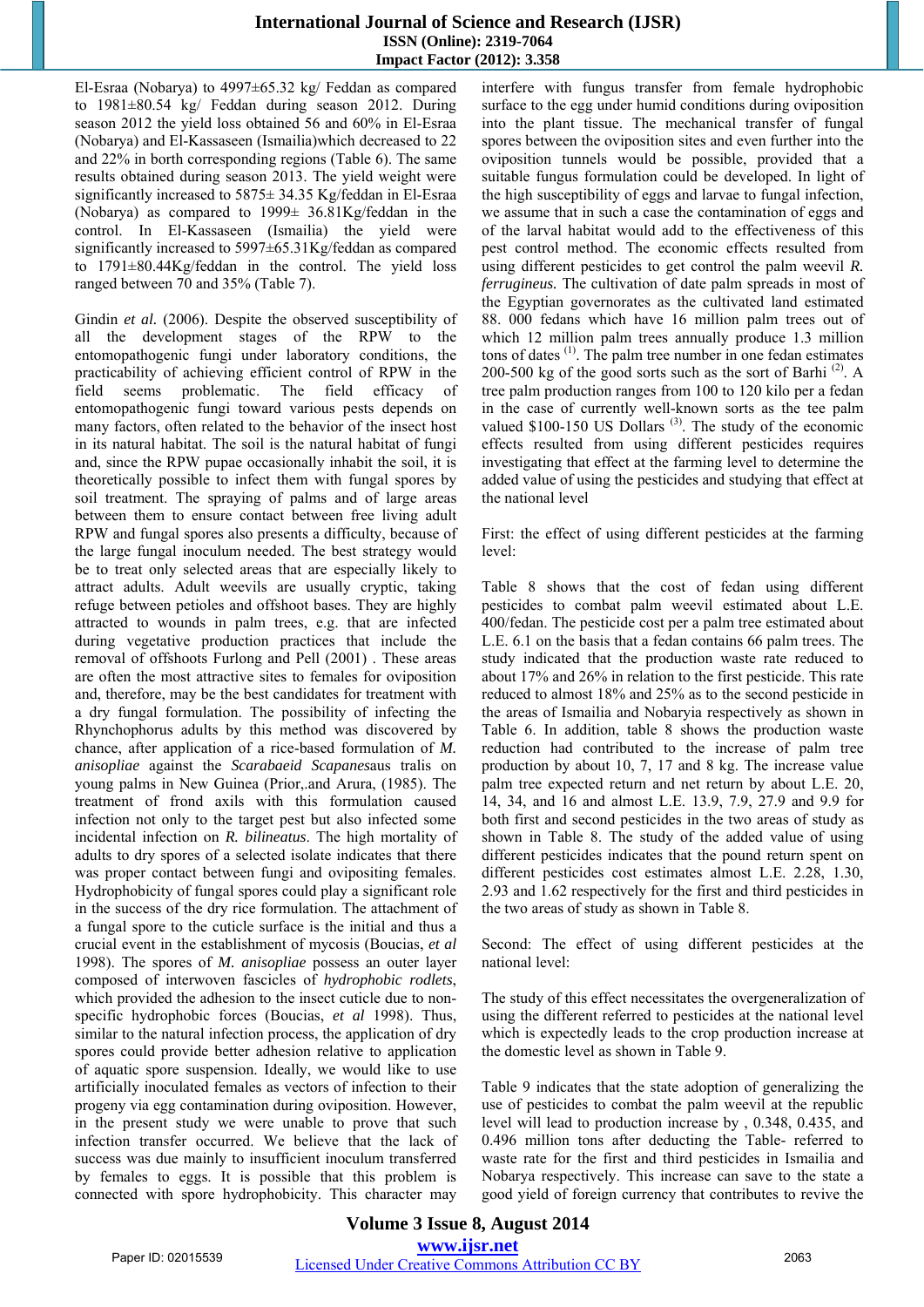El-Esraa (Nobarya) to 4997±65.32 kg/ Feddan as compared to 1981±80.54 kg/ Feddan during season 2012. During season 2012 the yield loss obtained 56 and 60% in El-Esraa (Nobarya) and El-Kassaseen (Ismailia)which decreased to 22 and 22% in borth corresponding regions (Table 6). The same results obtained during season 2013. The yield weight were significantly increased to 5875± 34.35 Kg/feddan in El-Esraa (Nobarya) as compared to 1999± 36.81Kg/feddan in the control. In El-Kassaseen (Ismailia) the yield were significantly increased to 5997±65.31Kg/feddan as compared to 1791±80.44Kg/feddan in the control. The yield loss ranged between 70 and 35% (Table 7).

Gindin *et al.* (2006). Despite the observed susceptibility of all the development stages of the RPW to the entomopathogenic fungi under laboratory conditions, the practicability of achieving efficient control of RPW in the field seems problematic. The field efficacy of entomopathogenic fungi toward various pests depends on many factors, often related to the behavior of the insect host in its natural habitat. The soil is the natural habitat of fungi and, since the RPW pupae occasionally inhabit the soil, it is theoretically possible to infect them with fungal spores by soil treatment. The spraying of palms and of large areas between them to ensure contact between free living adult RPW and fungal spores also presents a difficulty, because of the large fungal inoculum needed. The best strategy would be to treat only selected areas that are especially likely to attract adults. Adult weevils are usually cryptic, taking refuge between petioles and offshoot bases. They are highly attracted to wounds in palm trees, e.g. that are infected during vegetative production practices that include the removal of offshoots Furlong and Pell (2001) . These areas are often the most attractive sites to females for oviposition and, therefore, may be the best candidates for treatment with a dry fungal formulation. The possibility of infecting the Rhynchophorus adults by this method was discovered by chance, after application of a rice-based formulation of *M. anisopliae* against the *Scarabaeid Scapanes*aus tralis on young palms in New Guinea (Prior,.and Arura, (1985). The treatment of frond axils with this formulation caused infection not only to the target pest but also infected some incidental infection on *R. bilineatus*. The high mortality of adults to dry spores of a selected isolate indicates that there was proper contact between fungi and ovipositing females. Hydrophobicity of fungal spores could play a significant role in the success of the dry rice formulation. The attachment of a fungal spore to the cuticle surface is the initial and thus a crucial event in the establishment of mycosis (Boucias, *et al* 1998). The spores of *M. anisopliae* possess an outer layer composed of interwoven fascicles of *hydrophobic rodlets*, which provided the adhesion to the insect cuticle due to non-specific hydrophobic forces (Boucias, *et al* 1998). Thus, similar to the natural infection process, the application of dry spores could provide better adhesion relative to application of aquatic spore suspension. Ideally, we would like to use artificially inoculated females as vectors of infection to their progeny via egg contamination during oviposition. However, in the present study we were unable to prove that such infection transfer occurred. We believe that the lack of success was due mainly to insufficient inoculum transferred by females to eggs. It is possible that this problem is connected with spore hydrophobicity. This character may interfere with fungus transfer from female hydrophobic surface to the egg under humid conditions during oviposition into the plant tissue. The mechanical transfer of fungal spores between the oviposition sites and even further into the oviposition tunnels would be possible, provided that a suitable fungus formulation could be developed. In light of the high susceptibility of eggs and larvae to fungal infection, we assume that in such a case the contamination of eggs and of the larval habitat would add to the effectiveness of this pest control method. The economic effects resulted from using different pesticides to get control the palm weevil *R. ferrugineus.* The cultivation of date palm spreads in most of the Egyptian governorates as the cultivated land estimated 88. 000 fedans which have 16 million palm trees out of which 12 million palm trees annually produce 1.3 million tons of dates [1]. The palm tree number in one fedan estimates 200-500 kg of the good sorts such as the sort of Barhi [2]. A tree palm production ranges from 100 to 120 kilo per a fedan in the case of currently well-known sorts as the tee palm valued $100-150 US Dollars [3]. The study of the economic effects resulted from using different pesticides requires investigating that effect at the farming level to determine the added value of using the pesticides and studying that effect at the national level

First: the effect of using different pesticides at the farming level:

Table 8 shows that the cost of fedan using different pesticides to combat palm weevil estimated about L.E. 400/fedan. The pesticide cost per a palm tree estimated about L.E. 6.1 on the basis that a fedan contains 66 palm trees. The study indicated that the production waste rate reduced to about 17% and 26% in relation to the first pesticide. This rate reduced to almost 18% and 25% as to the second pesticide in the areas of Ismailia and Nobaryia respectively as shown in Table 6. In addition, table 8 shows the production waste reduction had contributed to the increase of palm tree production by about 10, 7, 17 and 8 kg. The increase value palm tree expected return and net return by about L.E. 20, 14, 34, and 16 and almost L.E. 13.9, 7.9, 27.9 and 9.9 for both first and second pesticides in the two areas of study as shown in Table 8. The study of the added value of using different pesticides indicates that the pound return spent on different pesticides cost estimates almost L.E. 2.28, 1.30, 2.93 and 1.62 respectively for the first and third pesticides in the two areas of study as shown in Table 8.

Second: The effect of using different pesticides at the national level:

The study of this effect necessitates the overgeneralization of using the different referred to pesticides at the national level which is expectedly leads to the crop production increase at the domestic level as shown in Table 9.

Table 9 indicates that the state adoption of generalizing the use of pesticides to combat the palm weevil at the republic level will lead to production increase by , 0.348, 0.435, and 0.496 million tons after deducting the Table- referred to waste rate for the first and third pesticides in Ismailia and Nobarya respectively. This increase can save to the state a good yield of foreign currency that contributes to revive the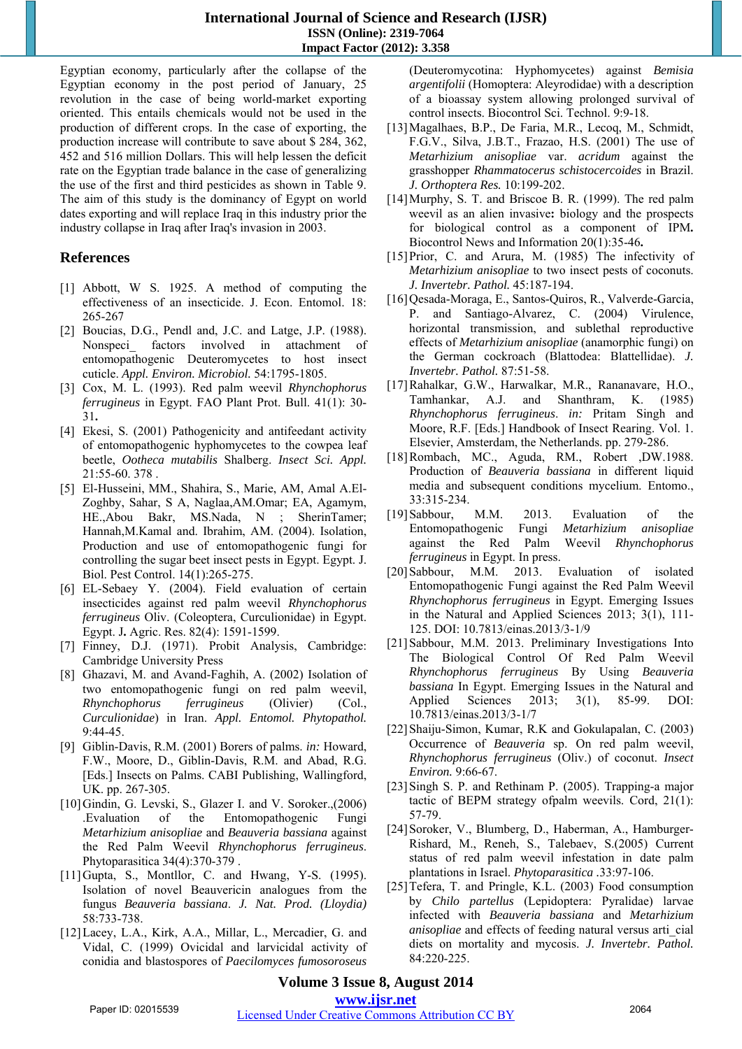Egyptian economy, particularly after the collapse of the Egyptian economy in the post period of January, 25 revolution in the case of being world-market exporting oriented. This entails chemicals would not be used in the production of different crops. In the case of exporting, the production increase will contribute to save about $ 284, 362, 452 and 516 million Dollars. This will help lessen the deficit rate on the Egyptian trade balance in the case of generalizing the use of the first and third pesticides as shown in Table 9. The aim of this study is the dominancy of Egypt on world dates exporting and will replace Iraq in this industry prior the industry collapse in Iraq after Iraq's invasion in 2003.

## References

[1] Abbott, W S. 1925. A method of computing the effectiveness of an insecticide. J. Econ. Entomol. 18: 265-267

[2] Boucias, D.G., Pendl and, J.C. and Latge, J.P. (1988). Nonspeci_ factors involved in attachment of entomopathogenic Deuteromycetes to host insect cuticle. *Appl. Environ. Microbiol.* 54:1795-1805.

[3] Cox, M. L. (1993). Red palm weevil *Rhynchophorus ferrugineus* in Egypt. FAO Plant Prot. Bull. 41(1): 30-31**.**

[4] Ekesi, S. (2001) Pathogenicity and antifeedant activity of entomopathogenic hyphomycetes to the cowpea leaf beetle, *Ootheca mutabilis* Shalberg. *Insect Sci. Appl.* 21:55-60. 378 .

[5] El-Husseini, MM., Shahira, S., Marie, AM, Amal A.El-Zoghby, Sahar, S A, Naglaa,AM.Omar; EA, Agamym, HE.,Abou Bakr, MS.Nada, N ; SherinTamer; Hannah,M.Kamal and. Ibrahim, AM. (2004). Isolation, Production and use of entomopathogenic fungi for controlling the sugar beet insect pests in Egypt. Egypt. J. Biol. Pest Control. 14(1):265-275.

[6] EL-Sebaey Y. (2004). Field evaluation of certain insecticides against red palm weevil *Rhynchophorus ferrugineus* Oliv. (Coleoptera, Curculionidae) in Egypt. Egypt. J**.** Agric. Res. 82(4): 1591-1599.

[7] Finney, D.J. (1971). Probit Analysis, Cambridge: Cambridge University Press

[8] Ghazavi, M. and Avand-Faghih, A. (2002) Isolation of two entomopathogenic fungi on red palm weevil, *Rhynchophorus ferrugineus* (Olivier) (Col., *Curculionidae*) in Iran. *Appl. Entomol. Phytopathol.* 9:44-45.

[9] Giblin-Davis, R.M. (2001) Borers of palms. *in:* Howard, F.W., Moore, D., Giblin-Davis, R.M. and Abad, R.G. [Eds.] Insects on Palms. CABI Publishing, Wallingford, UK. pp. 267-305.

[10] Gindin, G. Levski, S., Glazer I. and V. Soroker.,(2006) .Evaluation of the Entomopathogenic Fungi *Metarhizium anisopliae* and *Beauveria bassiana* against the Red Palm Weevil *Rhynchophorus ferrugineus*. Phytoparasitica 34(4):370-379 .

[11] Gupta, S., Montllor, C. and Hwang, Y-S. (1995). Isolation of novel Beauvericin analogues from the fungus *Beauveria bassiana*. *J. Nat. Prod. (Lloydia)* 58:733-738.

[12] Lacey, L.A., Kirk, A.A., Millar, L., Mercadier, G. and Vidal, C. (1999) Ovicidal and larvicidal activity of conidia and blastospores of *Paecilomyces fumosoroseus* (Deuteromycotina: Hyphomycetes) against *Bemisia argentifolii* (Homoptera: Aleyrodidae) with a description of a bioassay system allowing prolonged survival of control insects. Biocontrol Sci. Technol. 9:9-18.

[13] Magalhaes, B.P., De Faria, M.R., Lecoq, M., Schmidt, F.G.V., Silva, J.B.T., Frazao, H.S. (2001) The use of *Metarhizium anisopliae* var. *acridum* against the grasshopper *Rhammatocerus schistocercoides* in Brazil. *J. Orthoptera Res.* 10:199-202.

[14] Murphy, S. T. and Briscoe B. R. (1999). The red palm weevil as an alien invasive**:** biology and the prospects for biological control as a component of IPM**.** Biocontrol News and Information 20(1):35-46**.**

[15] Prior, C. and Arura, M. (1985) The infectivity of *Metarhizium anisopliae* to two insect pests of coconuts. *J. Invertebr. Pathol.* 45:187-194.

[16] Qesada-Moraga, E., Santos-Quiros, R., Valverde-Garcia, P. and Santiago-Alvarez, C. (2004) Virulence, horizontal transmission, and sublethal reproductive effects of *Metarhizium anisopliae* (anamorphic fungi) on the German cockroach (Blattodea: Blattellidae). *J. Invertebr. Pathol.* 87:51-58.

[17] Rahalkar, G.W., Harwalkar, M.R., Rananavare, H.O., Tamhankar, A.J. and Shanthram, K. (1985) *Rhynchophorus ferrugineus*. *in:* Pritam Singh and Moore, R.F. [Eds.] Handbook of Insect Rearing. Vol. 1. Elsevier, Amsterdam, the Netherlands. pp. 279-286.

[18] Rombach, MC., Aguda, RM., Robert ,DW.1988. Production of *Beauveria bassiana* in different liquid media and subsequent conditions mycelium. Entomo., 33:315-234.

[19] Sabbour, M.M. 2013. Evaluation of the Entomopathogenic Fungi *Metarhizium anisopliae* against the Red Palm Weevil *Rhynchophorus ferrugineus* in Egypt. In press.

[20] Sabbour, M.M. 2013. Evaluation of isolated Entomopathogenic Fungi against the Red Palm Weevil *Rhynchophorus ferrugineus* in Egypt. Emerging Issues in the Natural and Applied Sciences 2013; 3(1), 111-125. DOI: 10.7813/einas.2013/3-1/9

[21] Sabbour, M.M. 2013. Preliminary Investigations Into The Biological Control Of Red Palm Weevil *Rhynchophorus ferrugineus* By Using *Beauveria bassiana* In Egypt. Emerging Issues in the Natural and Applied Sciences 2013; 3(1), 85-99. DOI: 10.7813/einas.2013/3-1/7

[22] Shaiju-Simon, Kumar, R.K and Gokulapalan, C. (2003) Occurrence of *Beauveria* sp. On red palm weevil, *Rhynchophorus ferrugineus* (Oliv.) of coconut. *Insect Environ.* 9:66-67.

[23] Singh S. P. and Rethinam P. (2005). Trapping-a major tactic of BEPM strategy ofpalm weevils. Cord, 21(1): 57-79.

[24] Soroker, V., Blumberg, D., Haberman, A., Hamburger-Rishard, M., Reneh, S., Talebaev, S.(2005) Current status of red palm weevil infestation in date palm plantations in Israel. *Phytoparasitica* .33:97-106.

[25] Tefera, T. and Pringle, K.L. (2003) Food consumption by *Chilo partellus* (Lepidoptera: Pyralidae) larvae infected with *Beauveria bassiana* and *Metarhizium anisopliae* and effects of feeding natural versus arti_cial diets on mortality and mycosis. *J. Invertebr. Pathol.* 84:220-225.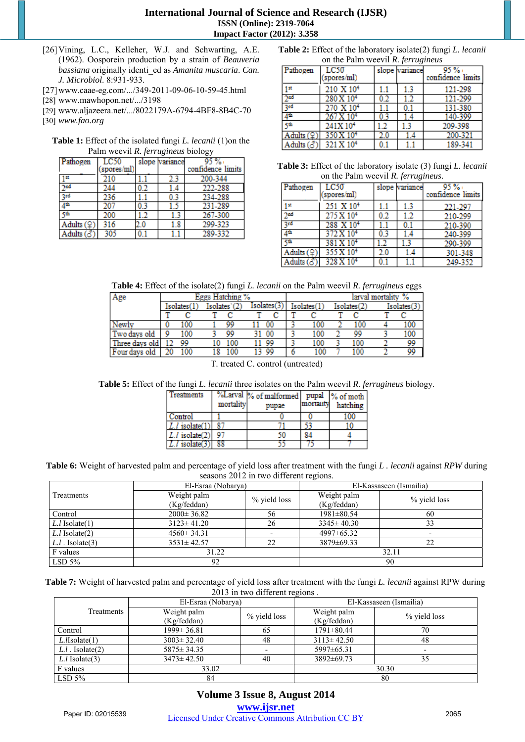[26] Vining, L.C., Kelleher, W.J. and Schwarting, A.E. (1962). Oosporein production by a strain of *Beauveria bassiana* originally identi_ed as *Amanita muscaria*. *Can. J. Microbiol*. 8:931-933.
[27] www.caae-eg.com/.../349-2011-09-06-10-59-45.html
[28] www.mawhopon.net/.../3198
[29] www.aljazeera.net/.../8022179A-6794-4BF8-8B4C-70
[30] *www.fao.org*

**Table 1:** Effect of the isolated fungi *L. lecanii* (1)on the Palm weevil *R. ferrugineus* biology

| Pathogen | LC50 (spores/ml) | slope | variance | 95 % confidence limits |
|---|---|---|---|---|
| 1st | 210 | 1.1 | 2.3 | 200-344 |
| 2nd | 244 | 0.2 | 1.4 | 222-288 |
| 3rd | 236 | 1.1 | 0.3 | 234-288 |
| 4th | 207 | 0.3 | 1.5 | 231-289 |
| 5th | 200 | 1.2 | 1.3 | 267-300 |
| Adults (♀) | 316 | 2.0 | 1.8 | 299-323 |
| Adults (♂) | 305 | 0.1 | 1.1 | 289-332 |

**Table 2:** Effect of the laboratory isolate(2) fungi *L. lecanii* on the Palm weevil *R. ferrugineus*

| Pathogen | LC50 (spores/ml) | slope | variance | 95 % confidence limits |
|---|---|---|---|---|
| 1st | 210 X $10^4$ | 1.1 | 1.3 | 121-298 |
| 2nd | 280 X $10^4$ | 0.2 | 1.2 | 121-299 |
| 3rd | 270 X $10^4$ | 1.1 | 0.1 | 131-380 |
| 4th | 267 X $10^4$ | 0.3 | 1.4 | 140-399 |
| 5th | 241X $10^4$ | 1.2 | 1.3 | 209-398 |
| Adults (♀) | 350 X $10^4$ | 2.0 | 1.4 | 200-321 |
| Adults (♂) | 321 X $10^4$ | 0.1 | 1.1 | 189-341 |

**Table 3:** Effect of the laboratory isolate (3) fungi *L. lecanii* on the Palm weevil *R. ferrugineus*.

| Pathogen | LC50 (spores/ml) | slope | variance | 95 % confidence limits |
|---|---|---|---|---|
| 1st | 251 X $10^4$ | 1.1 | 1.3 | 221-297 |
| 2nd | 275 X $10^4$ | 0.2 | 1.2 | 210-299 |
| 3rd | 288 X $10^4$ | 1.1 | 0.1 | 210-390 |
| 4th | 372 X $10^4$ | 0.3 | 1.4 | 240-399 |
| 5th | 381 X $10^4$ | 1.2 | 1.3 | 290-399 |
| Adults (♀) | 355 X $10^4$ | 2.0 | 1.4 | 301-348 |
| Adults (♂) | 328 X $10^4$ | 0.1 | 1.1 | 249-352 |

**Table 4:** Effect of the isolate(2) fungi *L. lecanii* on the Palm weevil *R. ferrugineus* eggs

| Age | Eggs Hatching % | | | | | | larval mortality % | | | | | |
|---|---|---|---|---|---|---|---|---|---|---|---|---|
| | Isolates(1) | | Isolates (2) | | Isolates(3) | | Isolates(1) | | Isolates(2) | | Isolates(3) | |
| | T | C | T | C | T | C | T | C | T | C | T | C |
| Newly | 0 | 100 | 1 | 99 | 11 | 00 | 3 | 100 | 2 | 100 | 4 | 100 |
| Two days old | 9 | 100 | 3 | 99 | 31 | 00 | 3 | 100 | 2 | 99 | 3 | 100 |
| Three days old | 12 | 99 | 10 | 100 | 11 | 99 | 3 | 100 | 3 | 100 | 2 | 99 |
| Four days old | 20 | 100 | 18 | 100 | 13 | 99 | 6 | 100 | 7 | 100 | 2 | 99 |

T. treated C. control (untreated)

**Table 5:** Effect of the fungi *L. lecanii* three isolates on the Palm weevil *R. ferrugineus* biology.

| Treatments | %Larval mortality | % of malformed pupae | pupal mortality | % of moth hatching |
|---|---|---|---|---|
| Control | 1 | 0 | 0 | 100 |
| *L.l* isolate(1) | 87 | 71 | 53 | 10 |
| *L.l* isolate(2) | 97 | 50 | 84 | 4 |
| *L.l* isolate(3) | 88 | 55 | 75 | 7 |

**Table 6:** Weight of harvested palm and percentage of yield loss after treatment with the fungi *L . lecanii* against *RPW* during seasons 2012 in two different regions.

| Treatments | El-Esraa (Nobarya) | | El-Kassaseen (Ismailia) | |
|---|---|---|---|---|
| | Weight palm (Kg/feddan) | % yield loss | Weight palm (Kg/feddan) | % yield loss |
| Control | 2000± 36.82 | 56 | 1981±80.54 | 60 |
| *L.l* Isolate(1) | 3123± 41.20 | 26 | 3345± 40.30 | 33 |
| *L.l* Isolate(2) | 4560± 34.31 | - | 4997±65.32 | - |
| *L.l* . Isolate(3) | 3531± 42.57 | 22 | 3879±69.33 | 22 |
| F values | 31.22 | | 32.11 | |
| LSD 5% | 92 | | 90 | |

**Table 7:** Weight of harvested palm and percentage of yield loss after treatment with the fungi *L. lecanii* against RPW during 2013 in two different regions .

| Treatments | El-Esraa (Nobarya) | | El-Kassaseen (Ismailia) | |
|---|---|---|---|---|
| | Weight palm (Kg/feddan) | % yield loss | Weight palm (Kg/feddan) | % yield loss |
| Control | 1999± 36.81 | 65 | 1791±80.44 | 70 |
| *L.l*Isolate(1) | 3003± 32.40 | 48 | 3113± 42.50 | 48 |
| *L.l* . Isolate(2) | 5875± 34.35 | - | 5997±65.31 | - |
| *L.l* Isolate(3) | 3473± 42.50 | 40 | 3892±69.73 | 35 |
| F values | 33.02 | | 30.30 | |
| LSD 5% | 84 | | 80 | |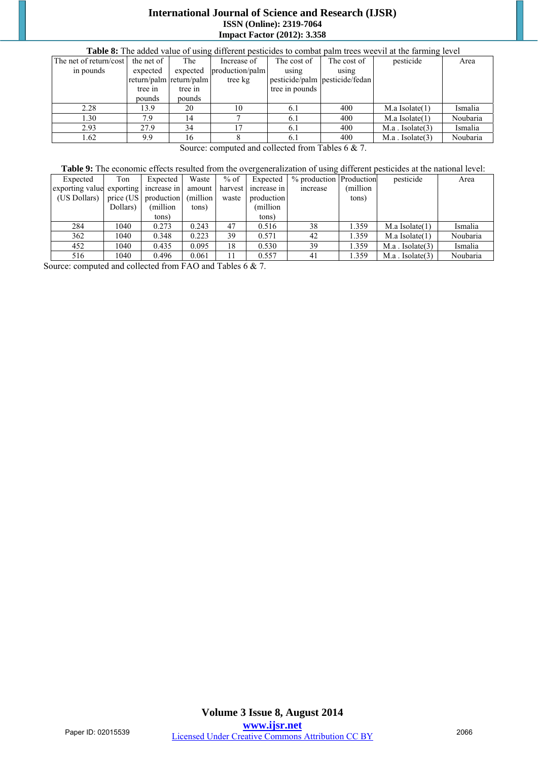**Table 8:** The added value of using different pesticides to combat palm trees weevil at the farming level

| The net of return/cost in pounds | the net of expected return/palm tree in pounds | The expected return/palm tree in pounds | Increase of production/palm tree kg | The cost of using pesticide/palm tree in pounds | The cost of using pesticide/fedan | pesticide | Area |
|---|---|---|---|---|---|---|---|
| 2.28 | 13.9 | 20 | 10 | 6.1 | 400 | M.a Isolate(1) | Ismalia |
| 1.30 | 7.9 | 14 | 7 | 6.1 | 400 | M.a Isolate(1) | Noubaria |
| 2.93 | 27.9 | 34 | 17 | 6.1 | 400 | M.a . Isolate(3) | Ismalia |
| 1.62 | 9.9 | 16 | 8 | 6.1 | 400 | M.a . Isolate(3) | Noubaria |

Source: computed and collected from Tables 6 & 7.

**Table 9:** The economic effects resulted from the overgeneralization of using different pesticides at the national level:

| Expected exporting value (US Dollars) | Ton exporting price (US Dollars) | Expected increase in production (million tons) | Waste amount (million tons) | % of harvest waste | Expected increase in production (million tons) | % production increase | Production (million tons) | pesticide | Area |
|---|---|---|---|---|---|---|---|---|---|
| 284 | 1040 | 0.273 | 0.243 | 47 | 0.516 | 38 | 1.359 | M.a Isolate(1) | Ismalia |
| 362 | 1040 | 0.348 | 0.223 | 39 | 0.571 | 42 | 1.359 | M.a Isolate(1) | Noubaria |
| 452 | 1040 | 0.435 | 0.095 | 18 | 0.530 | 39 | 1.359 | M.a . Isolate(3) | Ismalia |
| 516 | 1040 | 0.496 | 0.061 | 11 | 0.557 | 41 | 1.359 | M.a . Isolate(3) | Noubaria |

Source: computed and collected from FAO and Tables 6 & 7.